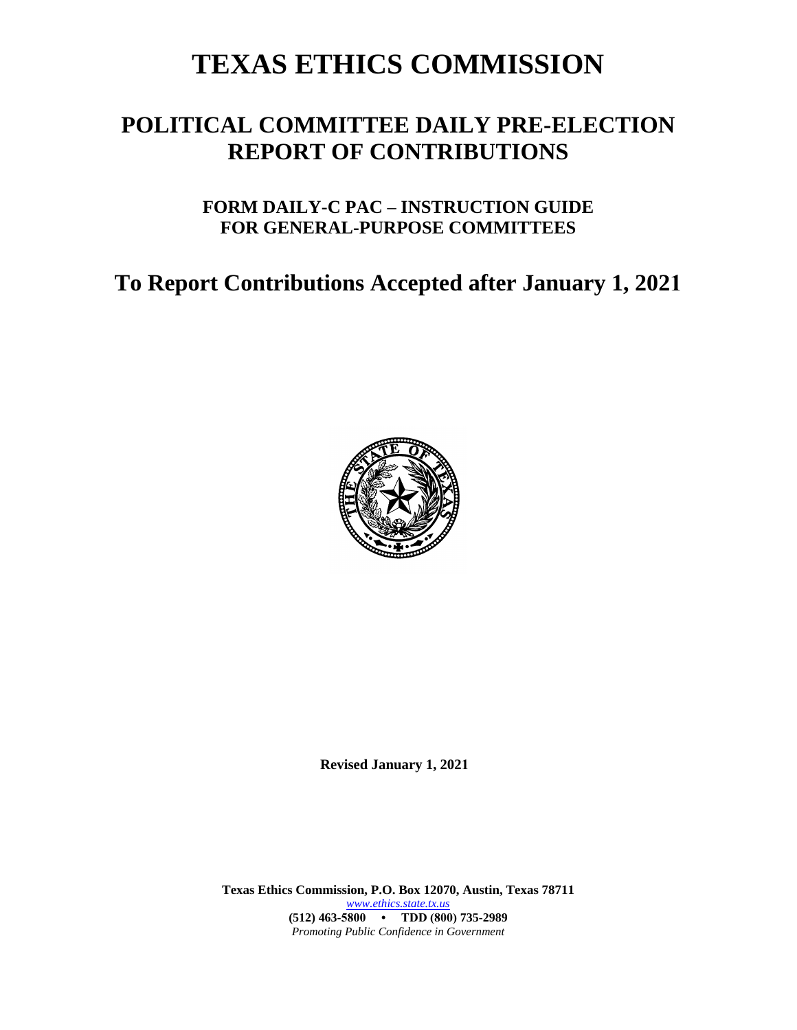# TEXAS ETHICS COMMISSION

## POLITICAL COMMITTEE DAILY PRE-ELECTION REPORT OF CONTRIBUTIONS

### FORM DAILY-C PAC – INSTRUCTION GUIDE FOR GENERAL-PURPOSE COMMITTEES

## To Report Contributions Accepted after January 1, 2021

**Revised January 1, 2021**

**Texas Ethics Commission, P.O. Box 12070, Austin, Texas 78711**
*www.ethics.state.tx.us*
**(512) 463-5800 • TDD (800) 735-2989**
*Promoting Public Confidence in Government*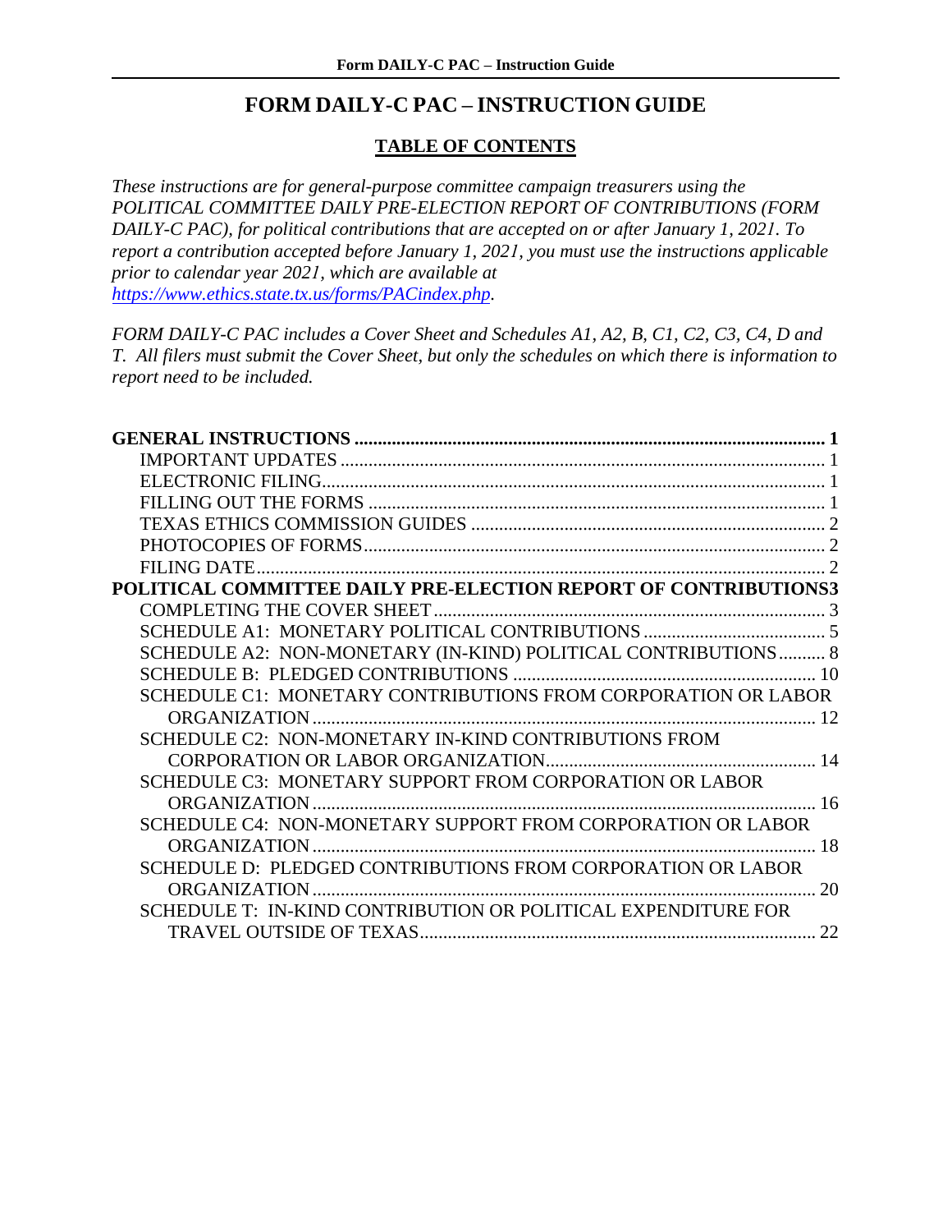# FORM DAILY-C PAC – INSTRUCTION GUIDE

## TABLE OF CONTENTS

*These instructions are for general-purpose committee campaign treasurers using the POLITICAL COMMITTEE DAILY PRE-ELECTION REPORT OF CONTRIBUTIONS (FORM DAILY-C PAC), for political contributions that are accepted on or after January 1, 2021. To report a contribution accepted before January 1, 2021, you must use the instructions applicable prior to calendar year 2021, which are available at [https://www.ethics.state.tx.us/forms/PACindex.php](https://www.ethics.state.tx.us/forms/PACindex.php).*

*FORM DAILY-C PAC includes a Cover Sheet and Schedules A1, A2, B, C1, C2, C3, C4, D and T. All filers must submit the Cover Sheet, but only the schedules on which there is information to report need to be included.*

**GENERAL INSTRUCTIONS .......... 1**
- IMPORTANT UPDATES .......... 1
- ELECTRONIC FILING .......... 1
- FILLING OUT THE FORMS .......... 1
- TEXAS ETHICS COMMISSION GUIDES .......... 2
- PHOTOCOPIES OF FORMS .......... 2
- FILING DATE .......... 2

**POLITICAL COMMITTEE DAILY PRE-ELECTION REPORT OF CONTRIBUTIONS .......... 3**
- COMPLETING THE COVER SHEET .......... 3
- SCHEDULE A1: MONETARY POLITICAL CONTRIBUTIONS .......... 5
- SCHEDULE A2: NON-MONETARY (IN-KIND) POLITICAL CONTRIBUTIONS .......... 8
- SCHEDULE B: PLEDGED CONTRIBUTIONS .......... 10
- SCHEDULE C1: MONETARY CONTRIBUTIONS FROM CORPORATION OR LABOR ORGANIZATION .......... 12
- SCHEDULE C2: NON-MONETARY IN-KIND CONTRIBUTIONS FROM CORPORATION OR LABOR ORGANIZATION .......... 14
- SCHEDULE C3: MONETARY SUPPORT FROM CORPORATION OR LABOR ORGANIZATION .......... 16
- SCHEDULE C4: NON-MONETARY SUPPORT FROM CORPORATION OR LABOR ORGANIZATION .......... 18
- SCHEDULE D: PLEDGED CONTRIBUTIONS FROM CORPORATION OR LABOR ORGANIZATION .......... 20
- SCHEDULE T: IN-KIND CONTRIBUTION OR POLITICAL EXPENDITURE FOR TRAVEL OUTSIDE OF TEXAS .......... 22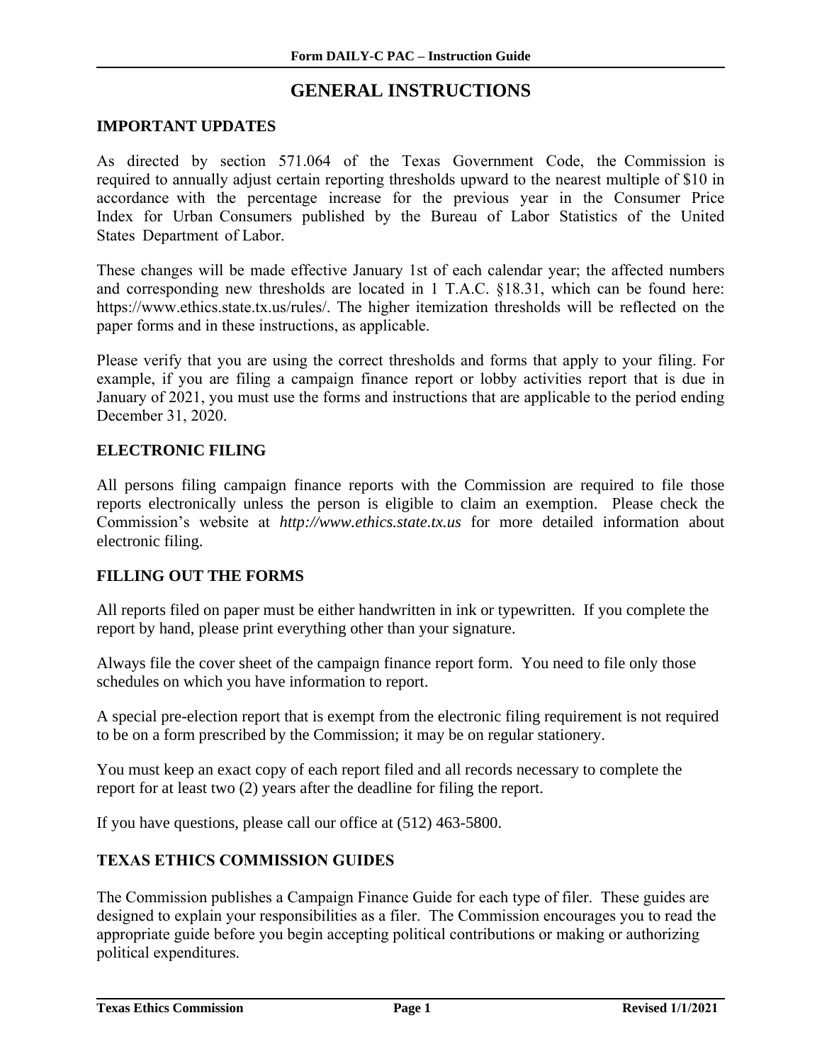# GENERAL INSTRUCTIONS

## IMPORTANT UPDATES

As directed by section 571.064 of the Texas Government Code, the Commission is required to annually adjust certain reporting thresholds upward to the nearest multiple of $10 in accordance with the percentage increase for the previous year in the Consumer Price Index for Urban Consumers published by the Bureau of Labor Statistics of the United States Department of Labor.

These changes will be made effective January 1st of each calendar year; the affected numbers and corresponding new thresholds are located in 1 T.A.C. §18.31, which can be found here: https://www.ethics.state.tx.us/rules/. The higher itemization thresholds will be reflected on the paper forms and in these instructions, as applicable.

Please verify that you are using the correct thresholds and forms that apply to your filing. For example, if you are filing a campaign finance report or lobby activities report that is due in January of 2021, you must use the forms and instructions that are applicable to the period ending December 31, 2020.

## ELECTRONIC FILING

All persons filing campaign finance reports with the Commission are required to file those reports electronically unless the person is eligible to claim an exemption. Please check the Commission's website at *http://www.ethics.state.tx.us* for more detailed information about electronic filing.

## FILLING OUT THE FORMS

All reports filed on paper must be either handwritten in ink or typewritten. If you complete the report by hand, please print everything other than your signature.

Always file the cover sheet of the campaign finance report form. You need to file only those schedules on which you have information to report.

A special pre-election report that is exempt from the electronic filing requirement is not required to be on a form prescribed by the Commission; it may be on regular stationery.

You must keep an exact copy of each report filed and all records necessary to complete the report for at least two (2) years after the deadline for filing the report.

If you have questions, please call our office at (512) 463-5800.

## TEXAS ETHICS COMMISSION GUIDES

The Commission publishes a Campaign Finance Guide for each type of filer. These guides are designed to explain your responsibilities as a filer. The Commission encourages you to read the appropriate guide before you begin accepting political contributions or making or authorizing political expenditures.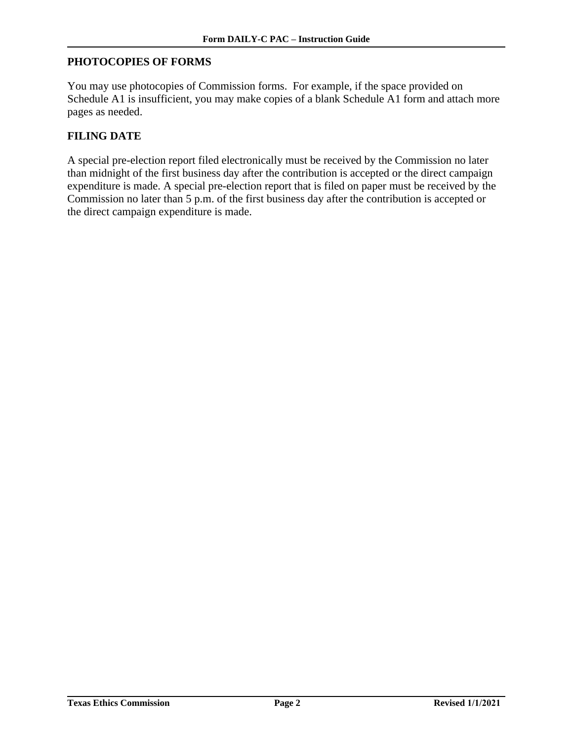## PHOTOCOPIES OF FORMS

You may use photocopies of Commission forms. For example, if the space provided on Schedule A1 is insufficient, you may make copies of a blank Schedule A1 form and attach more pages as needed.

## FILING DATE

A special pre-election report filed electronically must be received by the Commission no later than midnight of the first business day after the contribution is accepted or the direct campaign expenditure is made. A special pre-election report that is filed on paper must be received by the Commission no later than 5 p.m. of the first business day after the contribution is accepted or the direct campaign expenditure is made.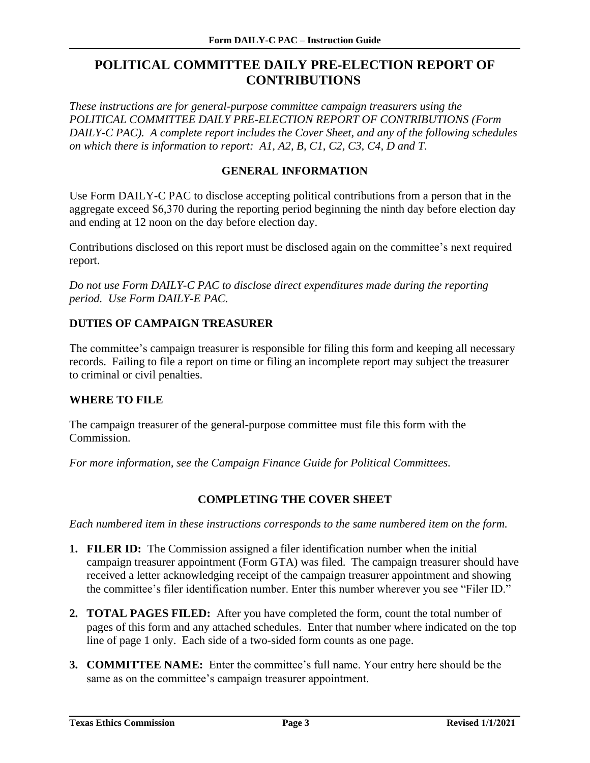# POLITICAL COMMITTEE DAILY PRE-ELECTION REPORT OF CONTRIBUTIONS

*These instructions are for general-purpose committee campaign treasurers using the POLITICAL COMMITTEE DAILY PRE-ELECTION REPORT OF CONTRIBUTIONS (Form DAILY-C PAC). A complete report includes the Cover Sheet, and any of the following schedules on which there is information to report: A1, A2, B, C1, C2, C3, C4, D and T.*

## GENERAL INFORMATION

Use Form DAILY-C PAC to disclose accepting political contributions from a person that in the aggregate exceed $6,370 during the reporting period beginning the ninth day before election day and ending at 12 noon on the day before election day.

Contributions disclosed on this report must be disclosed again on the committee's next required report.

*Do not use Form DAILY-C PAC to disclose direct expenditures made during the reporting period. Use Form DAILY-E PAC.*

### DUTIES OF CAMPAIGN TREASURER

The committee's campaign treasurer is responsible for filing this form and keeping all necessary records. Failing to file a report on time or filing an incomplete report may subject the treasurer to criminal or civil penalties.

### WHERE TO FILE

The campaign treasurer of the general-purpose committee must file this form with the Commission.

*For more information, see the Campaign Finance Guide for Political Committees.*

## COMPLETING THE COVER SHEET

*Each numbered item in these instructions corresponds to the same numbered item on the form.*

1. **FILER ID:** The Commission assigned a filer identification number when the initial campaign treasurer appointment (Form GTA) was filed. The campaign treasurer should have received a letter acknowledging receipt of the campaign treasurer appointment and showing the committee's filer identification number. Enter this number wherever you see "Filer ID."
2. **TOTAL PAGES FILED:** After you have completed the form, count the total number of pages of this form and any attached schedules. Enter that number where indicated on the top line of page 1 only. Each side of a two-sided form counts as one page.
3. **COMMITTEE NAME:** Enter the committee's full name. Your entry here should be the same as on the committee's campaign treasurer appointment.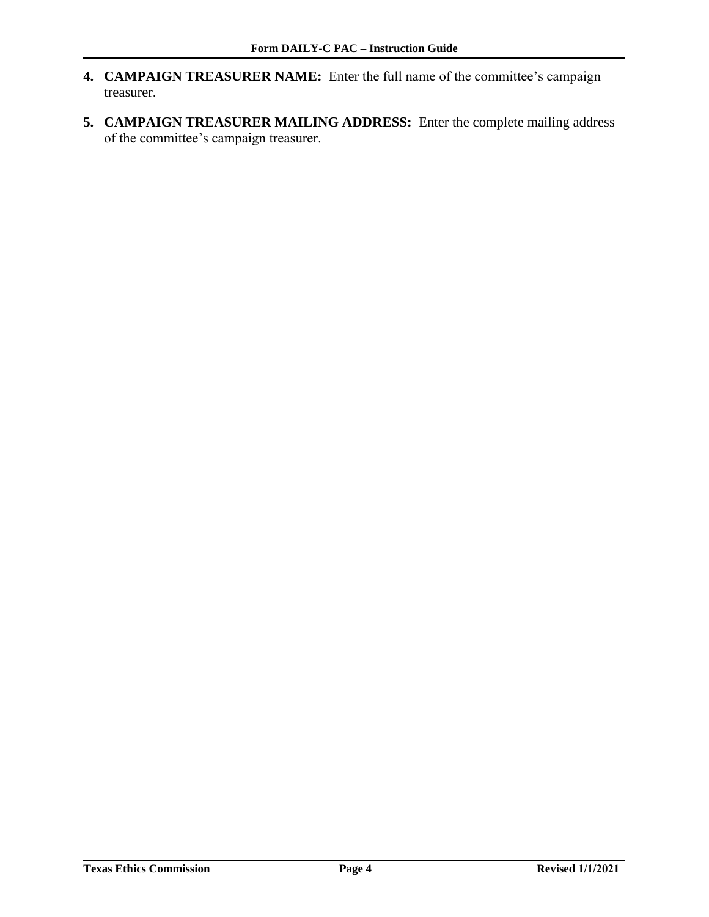4. **CAMPAIGN TREASURER NAME:** Enter the full name of the committee's campaign treasurer.

5. **CAMPAIGN TREASURER MAILING ADDRESS:** Enter the complete mailing address of the committee's campaign treasurer.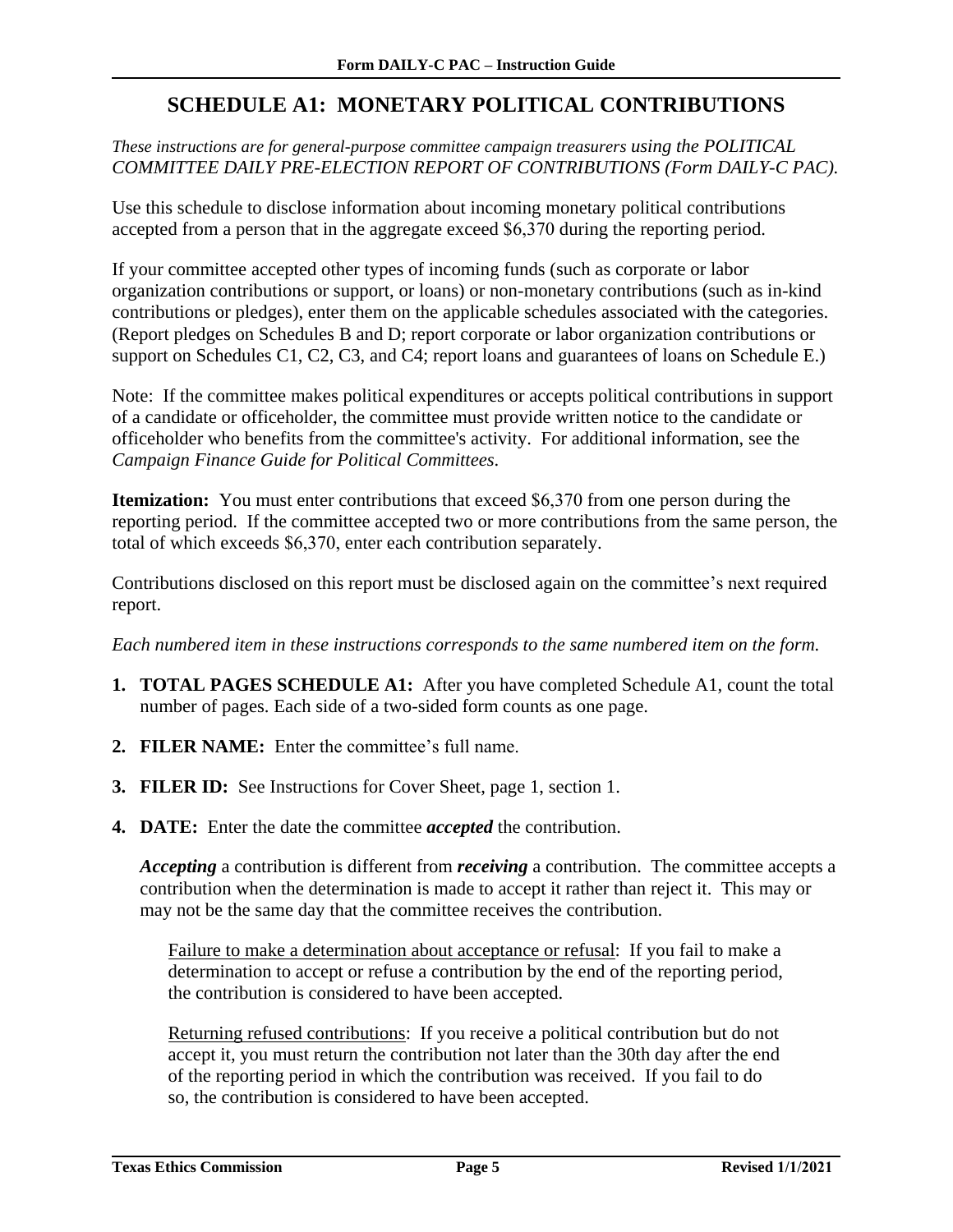# SCHEDULE A1: MONETARY POLITICAL CONTRIBUTIONS

*These instructions are for general-purpose committee campaign treasurers using the POLITICAL COMMITTEE DAILY PRE-ELECTION REPORT OF CONTRIBUTIONS (Form DAILY-C PAC).*

Use this schedule to disclose information about incoming monetary political contributions accepted from a person that in the aggregate exceed $6,370 during the reporting period.

If your committee accepted other types of incoming funds (such as corporate or labor organization contributions or support, or loans) or non-monetary contributions (such as in-kind contributions or pledges), enter them on the applicable schedules associated with the categories. (Report pledges on Schedules B and D; report corporate or labor organization contributions or support on Schedules C1, C2, C3, and C4; report loans and guarantees of loans on Schedule E.)

Note: If the committee makes political expenditures or accepts political contributions in support of a candidate or officeholder, the committee must provide written notice to the candidate or officeholder who benefits from the committee's activity. For additional information, see the *Campaign Finance Guide for Political Committees*.

**Itemization:** You must enter contributions that exceed $6,370 from one person during the reporting period. If the committee accepted two or more contributions from the same person, the total of which exceeds $6,370, enter each contribution separately.

Contributions disclosed on this report must be disclosed again on the committee's next required report.

*Each numbered item in these instructions corresponds to the same numbered item on the form.*

1. **TOTAL PAGES SCHEDULE A1:** After you have completed Schedule A1, count the total number of pages. Each side of a two-sided form counts as one page.

2. **FILER NAME:** Enter the committee's full name.

3. **FILER ID:** See Instructions for Cover Sheet, page 1, section 1.

4. **DATE:** Enter the date the committee ***accepted*** the contribution.

   ***Accepting*** a contribution is different from ***receiving*** a contribution. The committee accepts a contribution when the determination is made to accept it rather than reject it. This may or may not be the same day that the committee receives the contribution.

   Failure to make a determination about acceptance or refusal: If you fail to make a determination to accept or refuse a contribution by the end of the reporting period, the contribution is considered to have been accepted.

   Returning refused contributions: If you receive a political contribution but do not accept it, you must return the contribution not later than the 30th day after the end of the reporting period in which the contribution was received. If you fail to do so, the contribution is considered to have been accepted.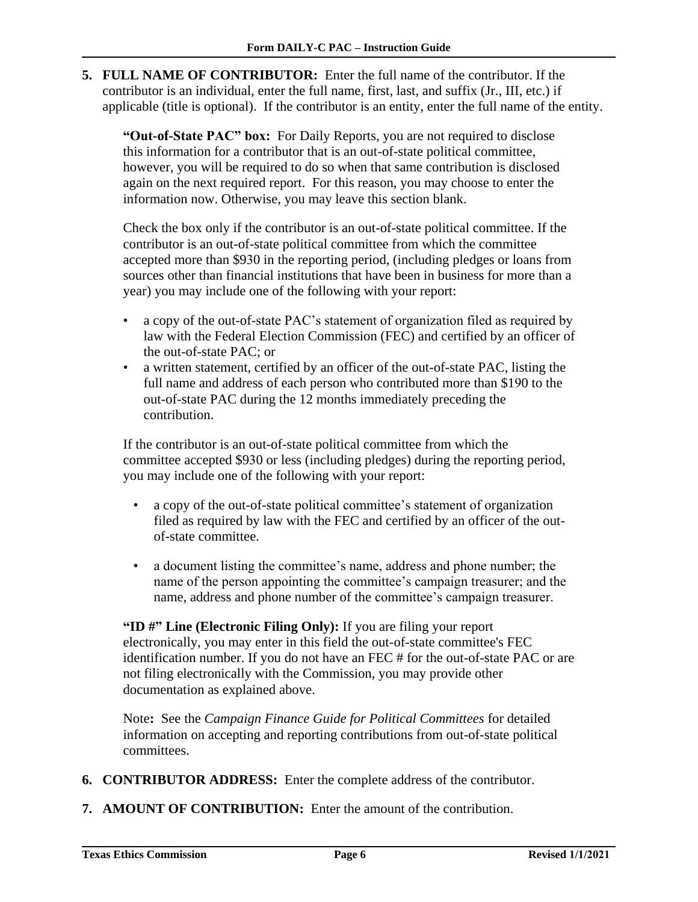**5. FULL NAME OF CONTRIBUTOR:** Enter the full name of the contributor. If the contributor is an individual, enter the full name, first, last, and suffix (Jr., III, etc.) if applicable (title is optional). If the contributor is an entity, enter the full name of the entity.

**"Out-of-State PAC" box:** For Daily Reports, you are not required to disclose this information for a contributor that is an out-of-state political committee, however, you will be required to do so when that same contribution is disclosed again on the next required report. For this reason, you may choose to enter the information now. Otherwise, you may leave this section blank.

Check the box only if the contributor is an out-of-state political committee. If the contributor is an out-of-state political committee from which the committee accepted more than $930 in the reporting period, (including pledges or loans from sources other than financial institutions that have been in business for more than a year) you may include one of the following with your report:

- a copy of the out-of-state PAC's statement of organization filed as required by law with the Federal Election Commission (FEC) and certified by an officer of the out-of-state PAC; or
- a written statement, certified by an officer of the out-of-state PAC, listing the full name and address of each person who contributed more than $190 to the out-of-state PAC during the 12 months immediately preceding the contribution.

If the contributor is an out-of-state political committee from which the committee accepted $930 or less (including pledges) during the reporting period, you may include one of the following with your report:

- a copy of the out-of-state political committee's statement of organization filed as required by law with the FEC and certified by an officer of the out-of-state committee.
- a document listing the committee's name, address and phone number; the name of the person appointing the committee's campaign treasurer; and the name, address and phone number of the committee's campaign treasurer.

**"ID #" Line (Electronic Filing Only):** If you are filing your report electronically, you may enter in this field the out-of-state committee's FEC identification number. If you do not have an FEC # for the out-of-state PAC or are not filing electronically with the Commission, you may provide other documentation as explained above.

Note**:** See the *Campaign Finance Guide for Political Committees* for detailed information on accepting and reporting contributions from out-of-state political committees.

**6. CONTRIBUTOR ADDRESS:** Enter the complete address of the contributor.

**7. AMOUNT OF CONTRIBUTION:** Enter the amount of the contribution.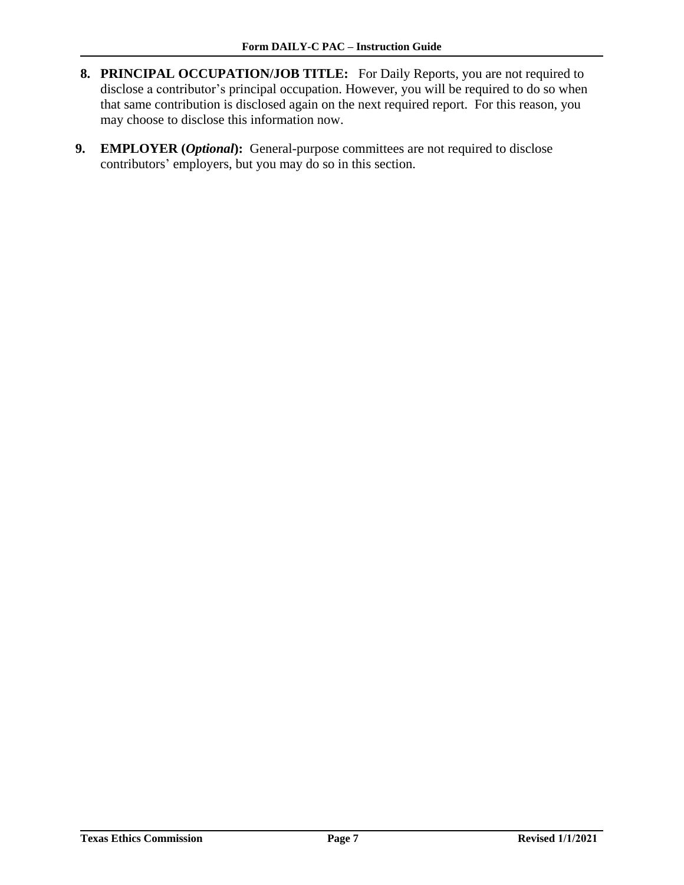8. **PRINCIPAL OCCUPATION/JOB TITLE:** For Daily Reports, you are not required to disclose a contributor's principal occupation. However, you will be required to do so when that same contribution is disclosed again on the next required report. For this reason, you may choose to disclose this information now.

9. **EMPLOYER (*Optional*):** General-purpose committees are not required to disclose contributors' employers, but you may do so in this section.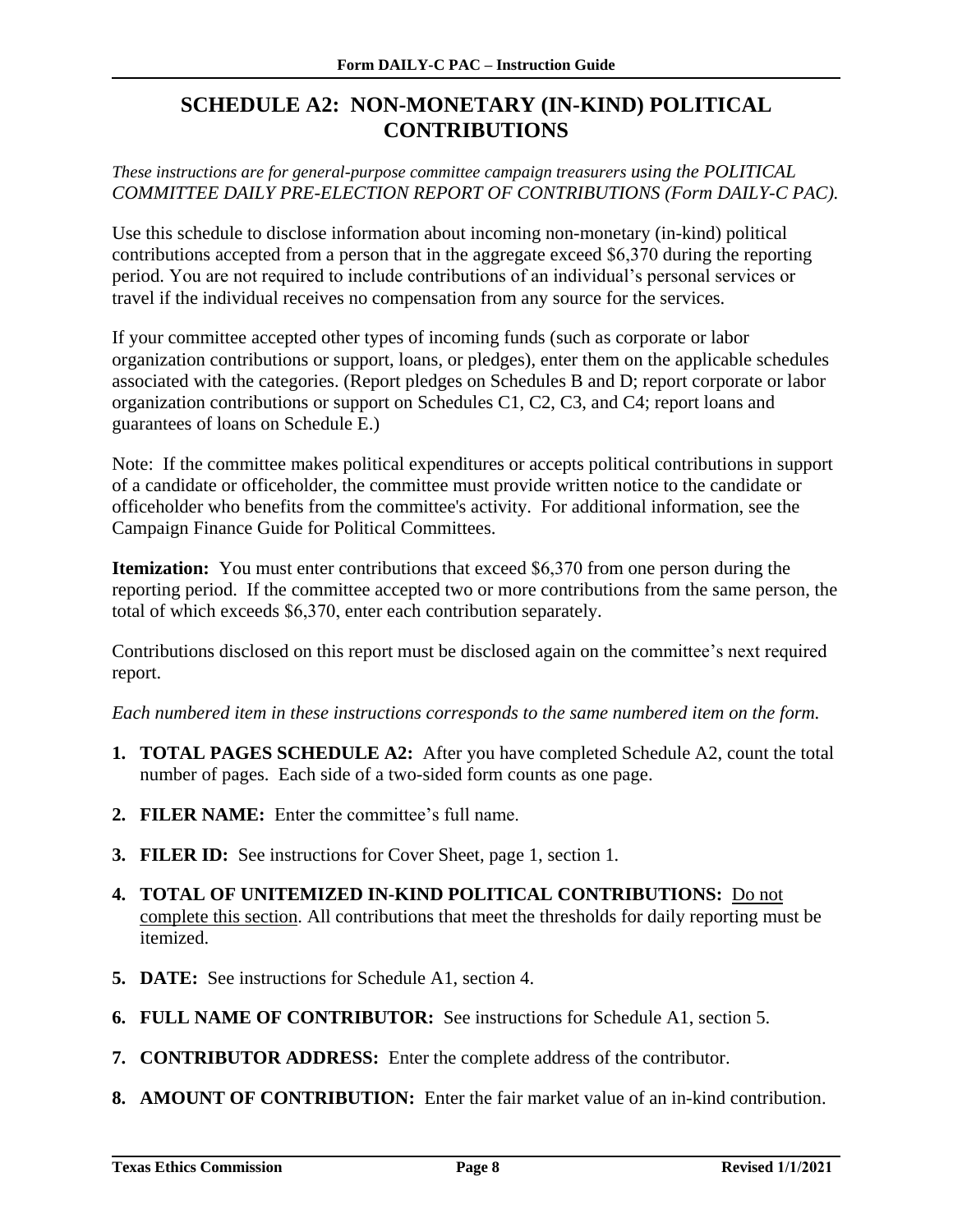# SCHEDULE A2: NON-MONETARY (IN-KIND) POLITICAL CONTRIBUTIONS

*These instructions are for general-purpose committee campaign treasurers using the POLITICAL COMMITTEE DAILY PRE-ELECTION REPORT OF CONTRIBUTIONS (Form DAILY-C PAC).*

Use this schedule to disclose information about incoming non-monetary (in-kind) political contributions accepted from a person that in the aggregate exceed $6,370 during the reporting period. You are not required to include contributions of an individual's personal services or travel if the individual receives no compensation from any source for the services.

If your committee accepted other types of incoming funds (such as corporate or labor organization contributions or support, loans, or pledges), enter them on the applicable schedules associated with the categories. (Report pledges on Schedules B and D; report corporate or labor organization contributions or support on Schedules C1, C2, C3, and C4; report loans and guarantees of loans on Schedule E.)

Note: If the committee makes political expenditures or accepts political contributions in support of a candidate or officeholder, the committee must provide written notice to the candidate or officeholder who benefits from the committee's activity. For additional information, see the Campaign Finance Guide for Political Committees.

**Itemization:** You must enter contributions that exceed $6,370 from one person during the reporting period. If the committee accepted two or more contributions from the same person, the total of which exceeds $6,370, enter each contribution separately.

Contributions disclosed on this report must be disclosed again on the committee's next required report.

*Each numbered item in these instructions corresponds to the same numbered item on the form.*

1. **TOTAL PAGES SCHEDULE A2:** After you have completed Schedule A2, count the total number of pages. Each side of a two-sided form counts as one page.
2. **FILER NAME:** Enter the committee's full name.
3. **FILER ID:** See instructions for Cover Sheet, page 1, section 1.
4. **TOTAL OF UNITEMIZED IN-KIND POLITICAL CONTRIBUTIONS:** <u>Do not complete this section</u>. All contributions that meet the thresholds for daily reporting must be itemized.
5. **DATE:** See instructions for Schedule A1, section 4.
6. **FULL NAME OF CONTRIBUTOR:** See instructions for Schedule A1, section 5.
7. **CONTRIBUTOR ADDRESS:** Enter the complete address of the contributor.
8. **AMOUNT OF CONTRIBUTION:** Enter the fair market value of an in-kind contribution.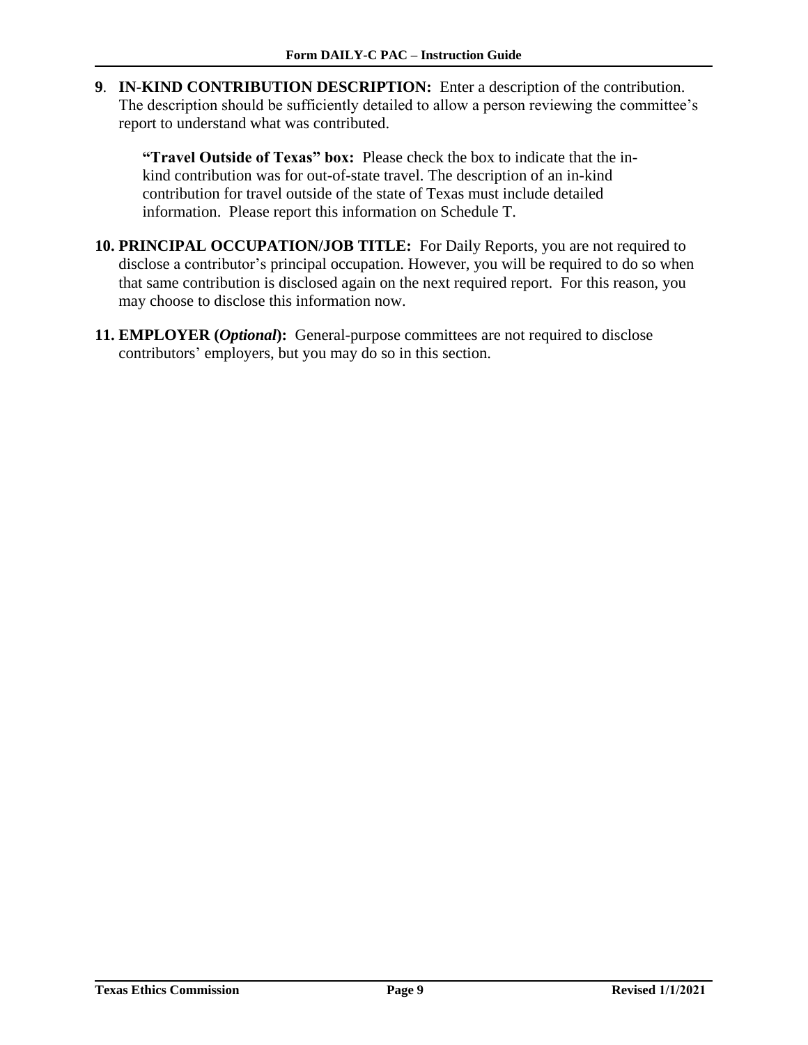**9**. **IN-KIND CONTRIBUTION DESCRIPTION:** Enter a description of the contribution. The description should be sufficiently detailed to allow a person reviewing the committee's report to understand what was contributed.

> **"Travel Outside of Texas" box:** Please check the box to indicate that the in-kind contribution was for out-of-state travel. The description of an in-kind contribution for travel outside of the state of Texas must include detailed information. Please report this information on Schedule T.

**10. PRINCIPAL OCCUPATION/JOB TITLE:** For Daily Reports, you are not required to disclose a contributor's principal occupation. However, you will be required to do so when that same contribution is disclosed again on the next required report. For this reason, you may choose to disclose this information now.

**11. EMPLOYER (*Optional*):** General-purpose committees are not required to disclose contributors' employers, but you may do so in this section.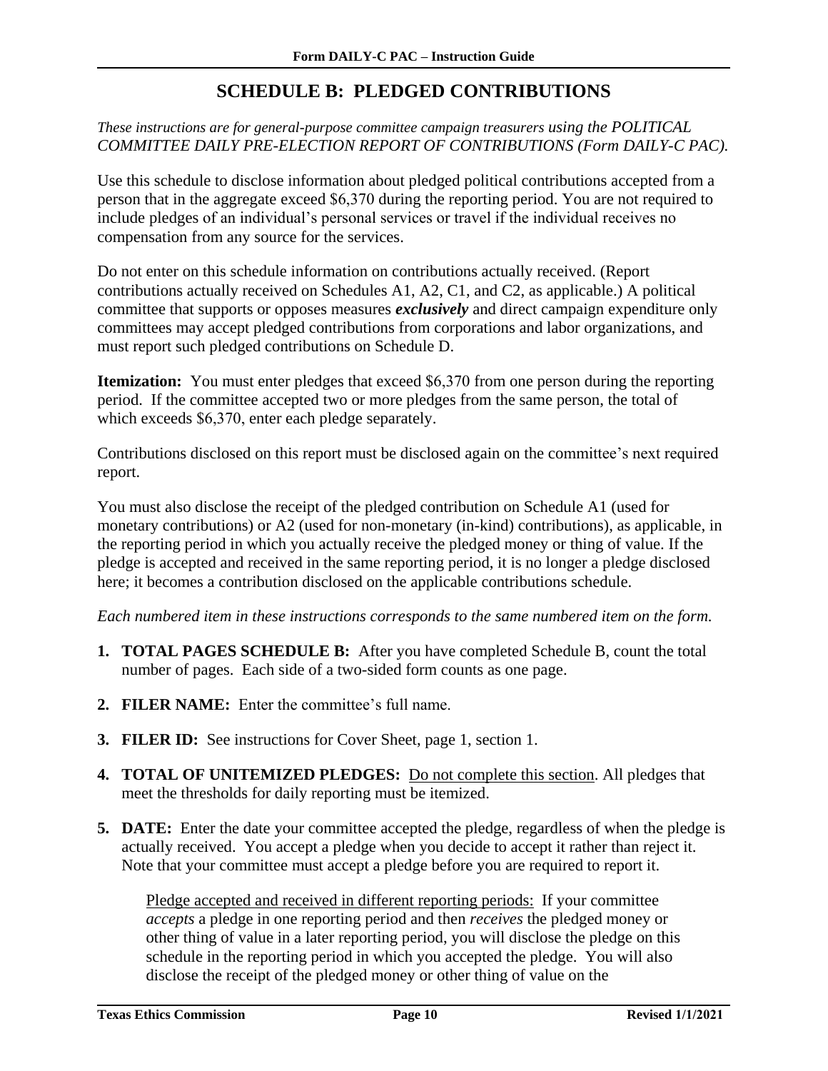# SCHEDULE B: PLEDGED CONTRIBUTIONS

*These instructions are for general-purpose committee campaign treasurers using the POLITICAL COMMITTEE DAILY PRE-ELECTION REPORT OF CONTRIBUTIONS (Form DAILY-C PAC).*

Use this schedule to disclose information about pledged political contributions accepted from a person that in the aggregate exceed $6,370 during the reporting period. You are not required to include pledges of an individual's personal services or travel if the individual receives no compensation from any source for the services.

Do not enter on this schedule information on contributions actually received. (Report contributions actually received on Schedules A1, A2, C1, and C2, as applicable.) A political committee that supports or opposes measures ***exclusively*** and direct campaign expenditure only committees may accept pledged contributions from corporations and labor organizations, and must report such pledged contributions on Schedule D.

**Itemization:** You must enter pledges that exceed $6,370 from one person during the reporting period. If the committee accepted two or more pledges from the same person, the total of which exceeds $6,370, enter each pledge separately.

Contributions disclosed on this report must be disclosed again on the committee's next required report.

You must also disclose the receipt of the pledged contribution on Schedule A1 (used for monetary contributions) or A2 (used for non-monetary (in-kind) contributions), as applicable, in the reporting period in which you actually receive the pledged money or thing of value. If the pledge is accepted and received in the same reporting period, it is no longer a pledge disclosed here; it becomes a contribution disclosed on the applicable contributions schedule.

*Each numbered item in these instructions corresponds to the same numbered item on the form.*

1. **TOTAL PAGES SCHEDULE B:** After you have completed Schedule B, count the total number of pages. Each side of a two-sided form counts as one page.
2. **FILER NAME:** Enter the committee's full name.
3. **FILER ID:** See instructions for Cover Sheet, page 1, section 1.
4. **TOTAL OF UNITEMIZED PLEDGES:** <u>Do not complete this section</u>. All pledges that meet the thresholds for daily reporting must be itemized.
5. **DATE:** Enter the date your committee accepted the pledge, regardless of when the pledge is actually received. You accept a pledge when you decide to accept it rather than reject it. Note that your committee must accept a pledge before you are required to report it.

   <u>Pledge accepted and received in different reporting periods:</u> If your committee *accepts* a pledge in one reporting period and then *receives* the pledged money or other thing of value in a later reporting period, you will disclose the pledge on this schedule in the reporting period in which you accepted the pledge. You will also disclose the receipt of the pledged money or other thing of value on the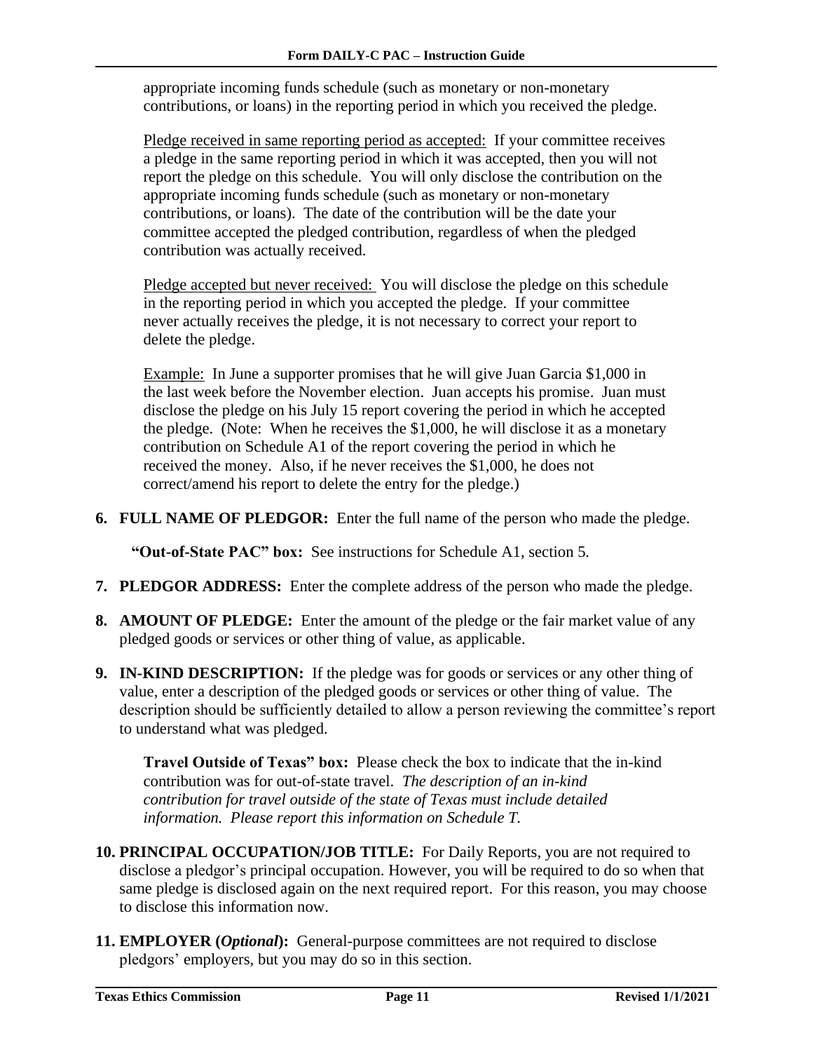appropriate incoming funds schedule (such as monetary or non-monetary contributions, or loans) in the reporting period in which you received the pledge.

Pledge received in same reporting period as accepted: If your committee receives a pledge in the same reporting period in which it was accepted, then you will not report the pledge on this schedule. You will only disclose the contribution on the appropriate incoming funds schedule (such as monetary or non-monetary contributions, or loans). The date of the contribution will be the date your committee accepted the pledged contribution, regardless of when the pledged contribution was actually received.

Pledge accepted but never received: You will disclose the pledge on this schedule in the reporting period in which you accepted the pledge. If your committee never actually receives the pledge, it is not necessary to correct your report to delete the pledge.

Example: In June a supporter promises that he will give Juan Garcia $1,000 in the last week before the November election. Juan accepts his promise. Juan must disclose the pledge on his July 15 report covering the period in which he accepted the pledge. (Note: When he receives the $1,000, he will disclose it as a monetary contribution on Schedule A1 of the report covering the period in which he received the money. Also, if he never receives the $1,000, he does not correct/amend his report to delete the entry for the pledge.)

**6. FULL NAME OF PLEDGOR:** Enter the full name of the person who made the pledge.

**"Out-of-State PAC" box:** See instructions for Schedule A1, section 5.

**7. PLEDGOR ADDRESS:** Enter the complete address of the person who made the pledge.

**8. AMOUNT OF PLEDGE:** Enter the amount of the pledge or the fair market value of any pledged goods or services or other thing of value, as applicable.

**9. IN-KIND DESCRIPTION:** If the pledge was for goods or services or any other thing of value, enter a description of the pledged goods or services or other thing of value. The description should be sufficiently detailed to allow a person reviewing the committee's report to understand what was pledged.

**Travel Outside of Texas" box:** Please check the box to indicate that the in-kind contribution was for out-of-state travel. *The description of an in-kind contribution for travel outside of the state of Texas must include detailed information. Please report this information on Schedule T.*

**10. PRINCIPAL OCCUPATION/JOB TITLE:** For Daily Reports, you are not required to disclose a pledgor's principal occupation. However, you will be required to do so when that same pledge is disclosed again on the next required report. For this reason, you may choose to disclose this information now.

**11. EMPLOYER (*Optional*):** General-purpose committees are not required to disclose pledgors' employers, but you may do so in this section.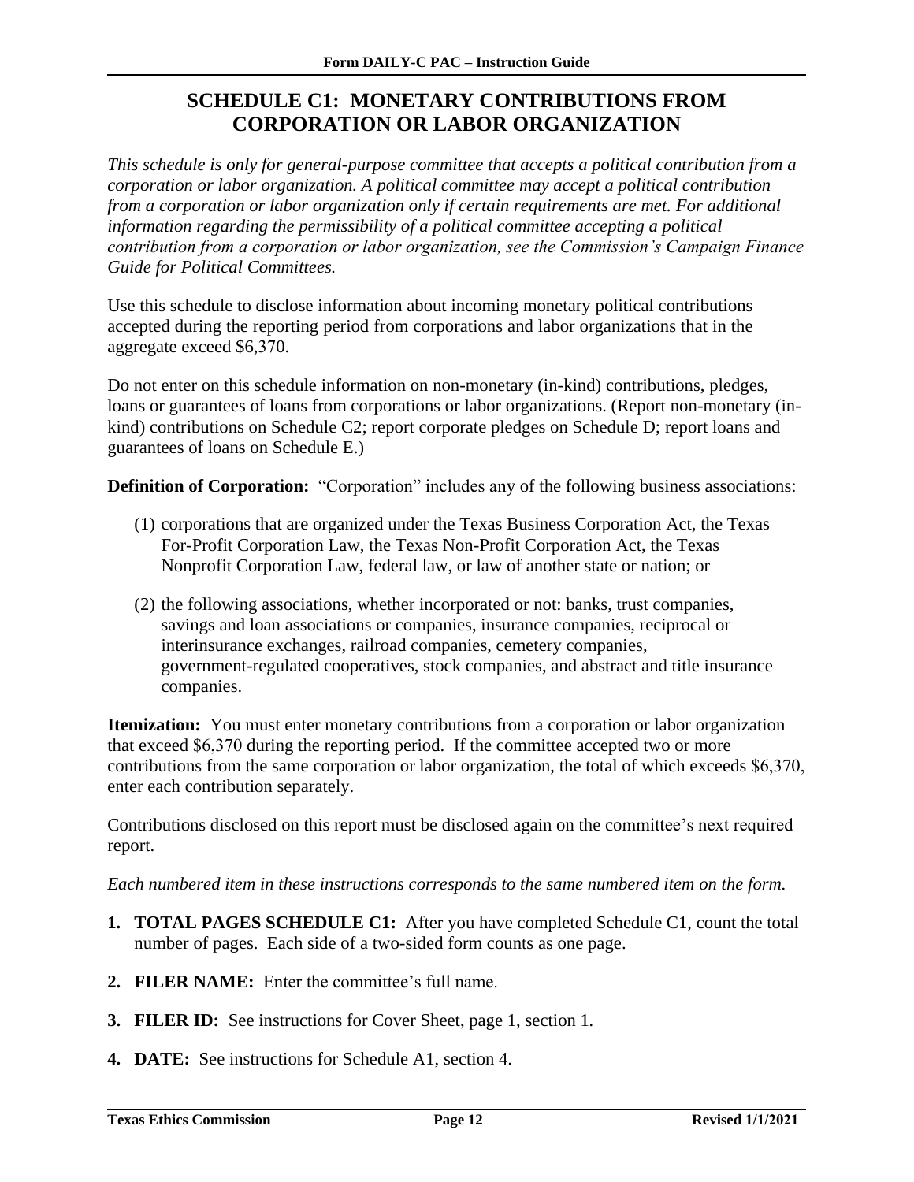# SCHEDULE C1: MONETARY CONTRIBUTIONS FROM CORPORATION OR LABOR ORGANIZATION

*This schedule is only for general-purpose committee that accepts a political contribution from a corporation or labor organization. A political committee may accept a political contribution from a corporation or labor organization only if certain requirements are met. For additional information regarding the permissibility of a political committee accepting a political contribution from a corporation or labor organization, see the Commission's Campaign Finance Guide for Political Committees.*

Use this schedule to disclose information about incoming monetary political contributions accepted during the reporting period from corporations and labor organizations that in the aggregate exceed $6,370.

Do not enter on this schedule information on non-monetary (in-kind) contributions, pledges, loans or guarantees of loans from corporations or labor organizations. (Report non-monetary (in-kind) contributions on Schedule C2; report corporate pledges on Schedule D; report loans and guarantees of loans on Schedule E.)

**Definition of Corporation:** "Corporation" includes any of the following business associations:

(1) corporations that are organized under the Texas Business Corporation Act, the Texas For-Profit Corporation Law, the Texas Non-Profit Corporation Act, the Texas Nonprofit Corporation Law, federal law, or law of another state or nation; or

(2) the following associations, whether incorporated or not: banks, trust companies, savings and loan associations or companies, insurance companies, reciprocal or interinsurance exchanges, railroad companies, cemetery companies, government-regulated cooperatives, stock companies, and abstract and title insurance companies.

**Itemization:** You must enter monetary contributions from a corporation or labor organization that exceed $6,370 during the reporting period. If the committee accepted two or more contributions from the same corporation or labor organization, the total of which exceeds $6,370, enter each contribution separately.

Contributions disclosed on this report must be disclosed again on the committee's next required report.

*Each numbered item in these instructions corresponds to the same numbered item on the form.*

1. **TOTAL PAGES SCHEDULE C1:** After you have completed Schedule C1, count the total number of pages. Each side of a two-sided form counts as one page.
2. **FILER NAME:** Enter the committee's full name.
3. **FILER ID:** See instructions for Cover Sheet, page 1, section 1.
4. **DATE:** See instructions for Schedule A1, section 4.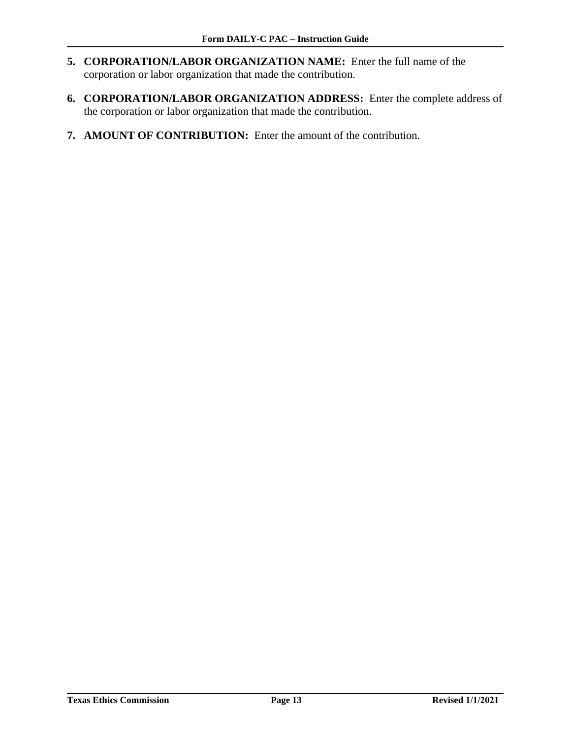5. **CORPORATION/LABOR ORGANIZATION NAME:** Enter the full name of the corporation or labor organization that made the contribution.

6. **CORPORATION/LABOR ORGANIZATION ADDRESS:** Enter the complete address of the corporation or labor organization that made the contribution.

7. **AMOUNT OF CONTRIBUTION:** Enter the amount of the contribution.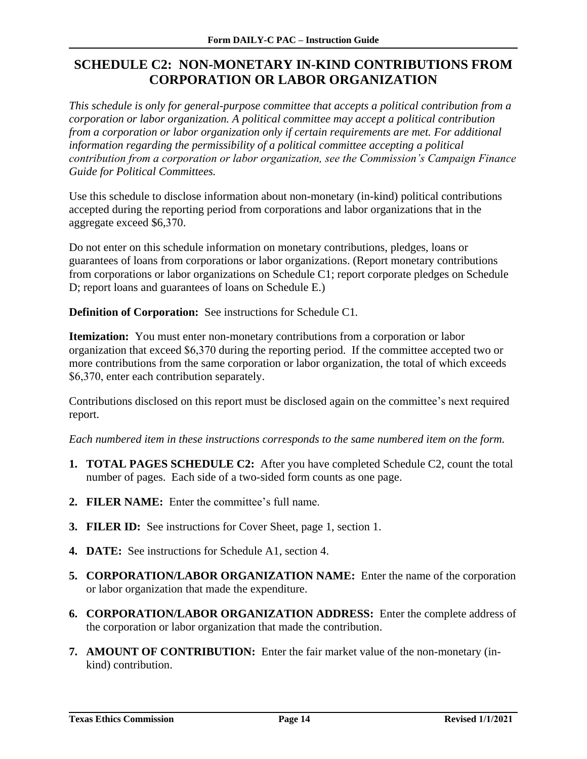## SCHEDULE C2: NON-MONETARY IN-KIND CONTRIBUTIONS FROM CORPORATION OR LABOR ORGANIZATION

*This schedule is only for general-purpose committee that accepts a political contribution from a corporation or labor organization. A political committee may accept a political contribution from a corporation or labor organization only if certain requirements are met. For additional information regarding the permissibility of a political committee accepting a political contribution from a corporation or labor organization, see the Commission's Campaign Finance Guide for Political Committees.*

Use this schedule to disclose information about non-monetary (in-kind) political contributions accepted during the reporting period from corporations and labor organizations that in the aggregate exceed $6,370.

Do not enter on this schedule information on monetary contributions, pledges, loans or guarantees of loans from corporations or labor organizations. (Report monetary contributions from corporations or labor organizations on Schedule C1; report corporate pledges on Schedule D; report loans and guarantees of loans on Schedule E.)

**Definition of Corporation:** See instructions for Schedule C1.

**Itemization:** You must enter non-monetary contributions from a corporation or labor organization that exceed $6,370 during the reporting period. If the committee accepted two or more contributions from the same corporation or labor organization, the total of which exceeds $6,370, enter each contribution separately.

Contributions disclosed on this report must be disclosed again on the committee's next required report.

*Each numbered item in these instructions corresponds to the same numbered item on the form.*

1. **TOTAL PAGES SCHEDULE C2:** After you have completed Schedule C2, count the total number of pages. Each side of a two-sided form counts as one page.
2. **FILER NAME:** Enter the committee's full name.
3. **FILER ID:** See instructions for Cover Sheet, page 1, section 1.
4. **DATE:** See instructions for Schedule A1, section 4.
5. **CORPORATION/LABOR ORGANIZATION NAME:** Enter the name of the corporation or labor organization that made the expenditure.
6. **CORPORATION/LABOR ORGANIZATION ADDRESS:** Enter the complete address of the corporation or labor organization that made the contribution.
7. **AMOUNT OF CONTRIBUTION:** Enter the fair market value of the non-monetary (in-kind) contribution.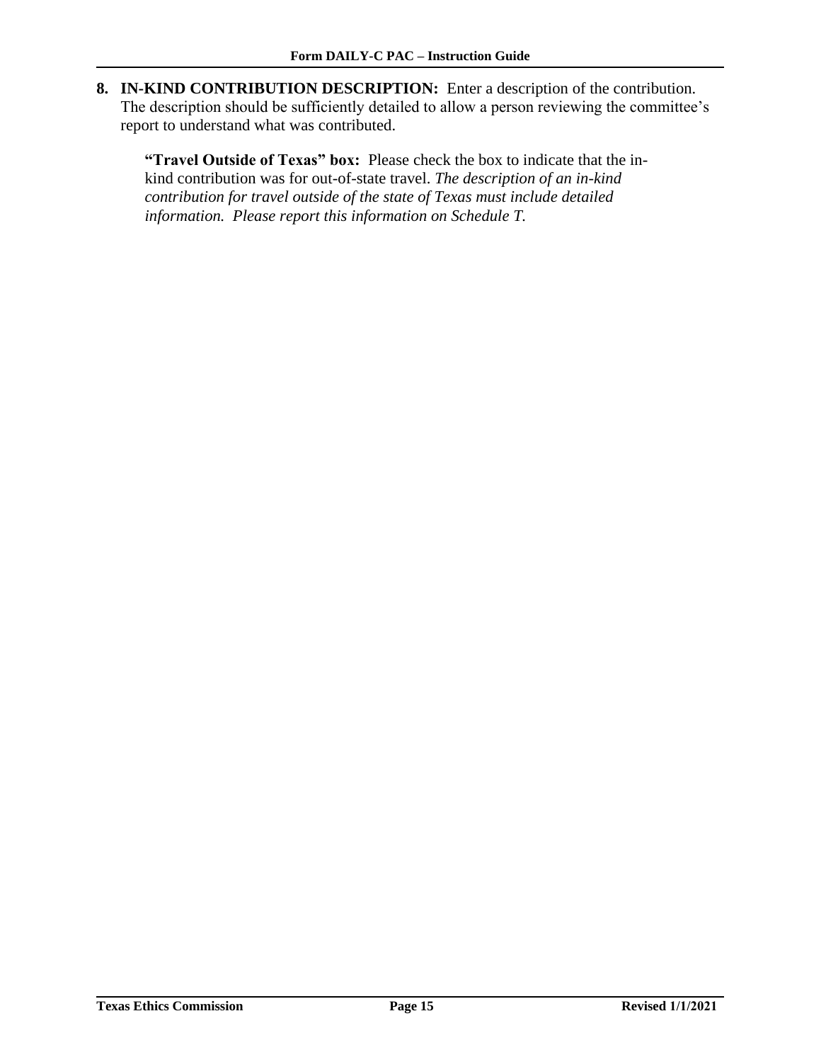**8. IN-KIND CONTRIBUTION DESCRIPTION:** Enter a description of the contribution. The description should be sufficiently detailed to allow a person reviewing the committee's report to understand what was contributed.

**"Travel Outside of Texas" box:** Please check the box to indicate that the in-kind contribution was for out-of-state travel. *The description of an in-kind contribution for travel outside of the state of Texas must include detailed information. Please report this information on Schedule T.*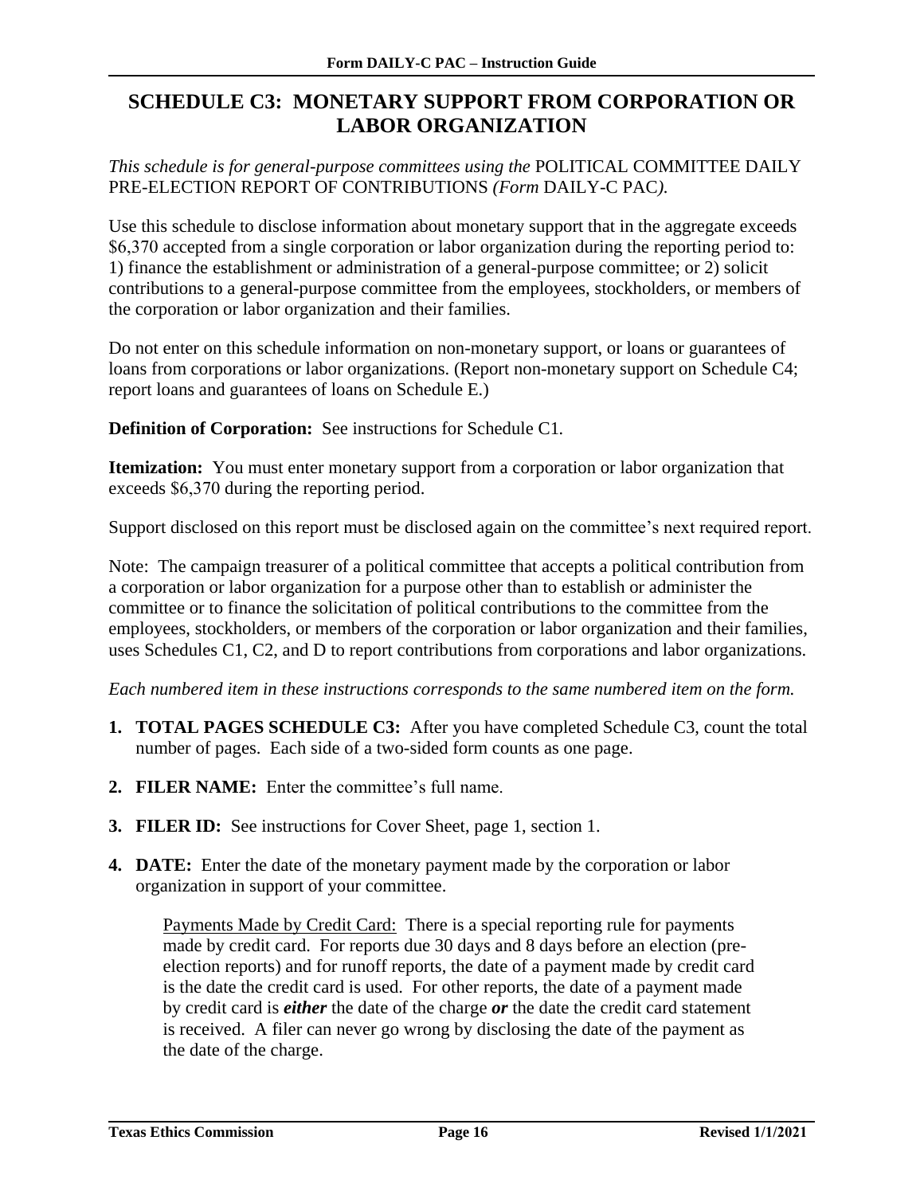# SCHEDULE C3: MONETARY SUPPORT FROM CORPORATION OR LABOR ORGANIZATION

*This schedule is for general-purpose committees using the* POLITICAL COMMITTEE DAILY PRE-ELECTION REPORT OF CONTRIBUTIONS *(Form* DAILY-C PAC*).*

Use this schedule to disclose information about monetary support that in the aggregate exceeds $6,370 accepted from a single corporation or labor organization during the reporting period to: 1) finance the establishment or administration of a general-purpose committee; or 2) solicit contributions to a general-purpose committee from the employees, stockholders, or members of the corporation or labor organization and their families.

Do not enter on this schedule information on non-monetary support, or loans or guarantees of loans from corporations or labor organizations. (Report non-monetary support on Schedule C4; report loans and guarantees of loans on Schedule E.)

**Definition of Corporation:** See instructions for Schedule C1.

**Itemization:** You must enter monetary support from a corporation or labor organization that exceeds $6,370 during the reporting period.

Support disclosed on this report must be disclosed again on the committee's next required report.

Note: The campaign treasurer of a political committee that accepts a political contribution from a corporation or labor organization for a purpose other than to establish or administer the committee or to finance the solicitation of political contributions to the committee from the employees, stockholders, or members of the corporation or labor organization and their families, uses Schedules C1, C2, and D to report contributions from corporations and labor organizations.

*Each numbered item in these instructions corresponds to the same numbered item on the form.*

1. **TOTAL PAGES SCHEDULE C3:** After you have completed Schedule C3, count the total number of pages. Each side of a two-sided form counts as one page.

2. **FILER NAME:** Enter the committee's full name.

3. **FILER ID:** See instructions for Cover Sheet, page 1, section 1.

4. **DATE:** Enter the date of the monetary payment made by the corporation or labor organization in support of your committee.

   Payments Made by Credit Card: There is a special reporting rule for payments made by credit card. For reports due 30 days and 8 days before an election (pre-election reports) and for runoff reports, the date of a payment made by credit card is the date the credit card is used. For other reports, the date of a payment made by credit card is ***either*** the date of the charge ***or*** the date the credit card statement is received. A filer can never go wrong by disclosing the date of the payment as the date of the charge.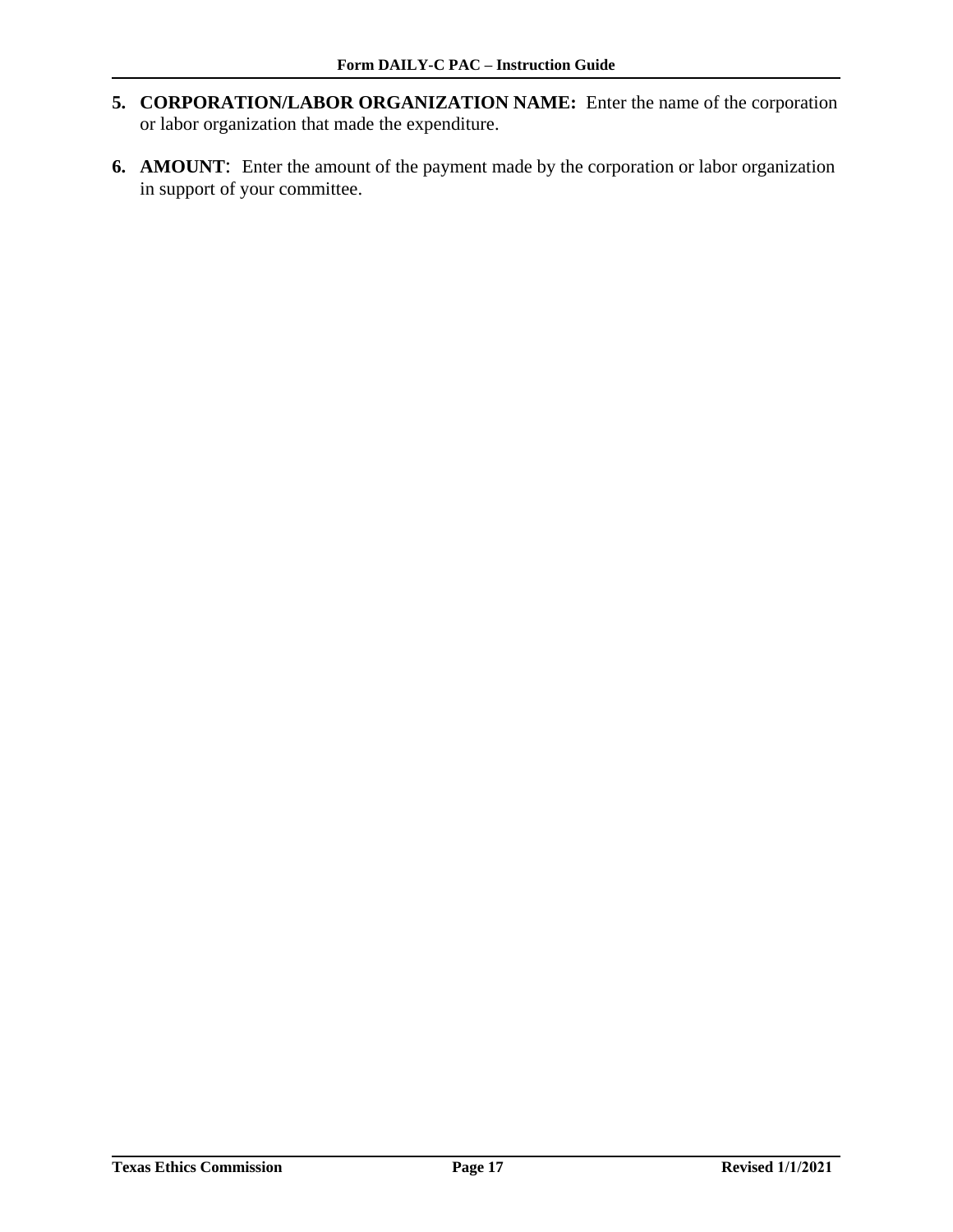5. **CORPORATION/LABOR ORGANIZATION NAME:** Enter the name of the corporation or labor organization that made the expenditure.

6. **AMOUNT**: Enter the amount of the payment made by the corporation or labor organization in support of your committee.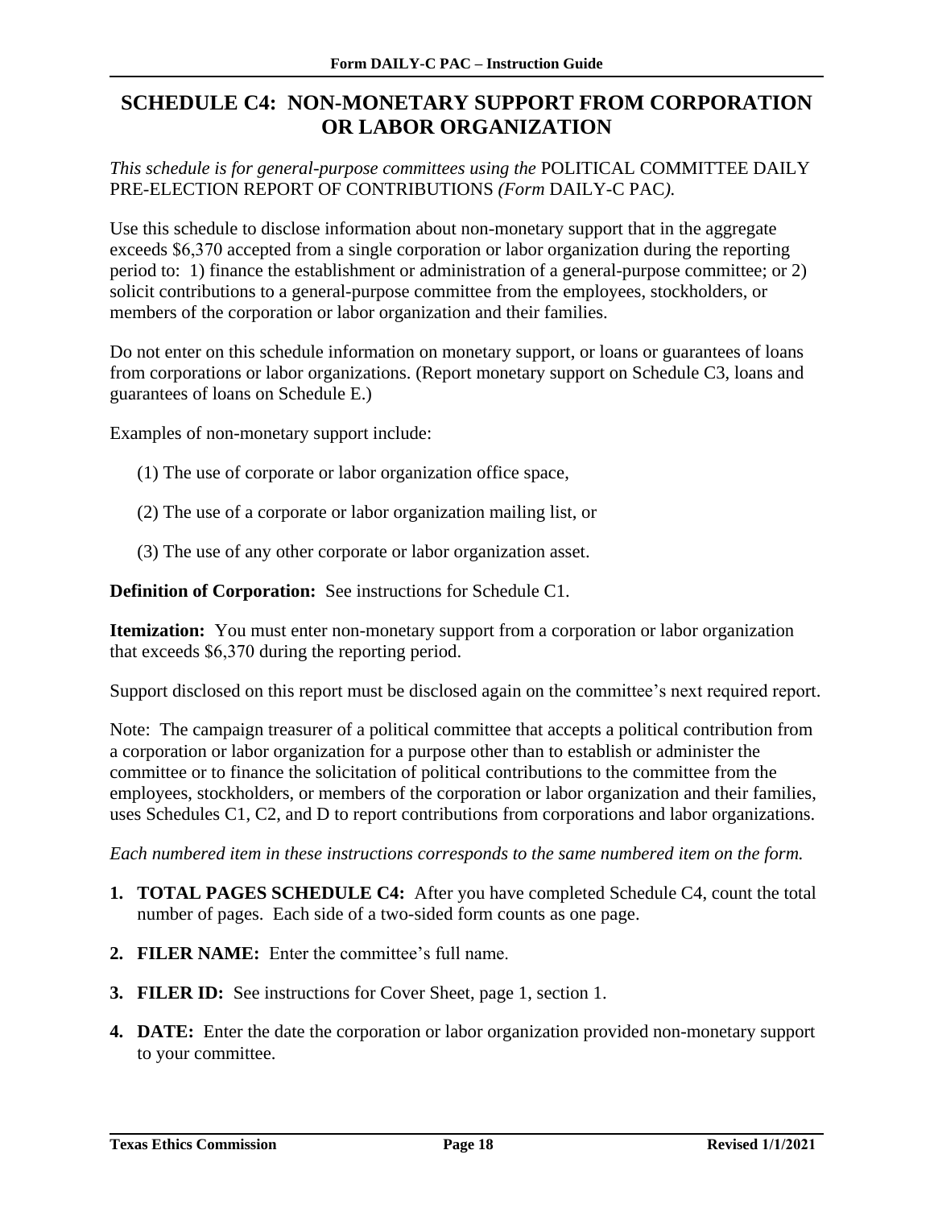## SCHEDULE C4: NON-MONETARY SUPPORT FROM CORPORATION OR LABOR ORGANIZATION

*This schedule is for general-purpose committees using the* POLITICAL COMMITTEE DAILY PRE-ELECTION REPORT OF CONTRIBUTIONS *(Form* DAILY-C PAC*).*

Use this schedule to disclose information about non-monetary support that in the aggregate exceeds $6,370 accepted from a single corporation or labor organization during the reporting period to: 1) finance the establishment or administration of a general-purpose committee; or 2) solicit contributions to a general-purpose committee from the employees, stockholders, or members of the corporation or labor organization and their families.

Do not enter on this schedule information on monetary support, or loans or guarantees of loans from corporations or labor organizations. (Report monetary support on Schedule C3, loans and guarantees of loans on Schedule E.)

Examples of non-monetary support include:

(1) The use of corporate or labor organization office space,

(2) The use of a corporate or labor organization mailing list, or

(3) The use of any other corporate or labor organization asset.

**Definition of Corporation:** See instructions for Schedule C1.

**Itemization:** You must enter non-monetary support from a corporation or labor organization that exceeds $6,370 during the reporting period.

Support disclosed on this report must be disclosed again on the committee's next required report.

Note: The campaign treasurer of a political committee that accepts a political contribution from a corporation or labor organization for a purpose other than to establish or administer the committee or to finance the solicitation of political contributions to the committee from the employees, stockholders, or members of the corporation or labor organization and their families, uses Schedules C1, C2, and D to report contributions from corporations and labor organizations.

*Each numbered item in these instructions corresponds to the same numbered item on the form.*

1. **TOTAL PAGES SCHEDULE C4:** After you have completed Schedule C4, count the total number of pages. Each side of a two-sided form counts as one page.
2. **FILER NAME:** Enter the committee's full name.
3. **FILER ID:** See instructions for Cover Sheet, page 1, section 1.
4. **DATE:** Enter the date the corporation or labor organization provided non-monetary support to your committee.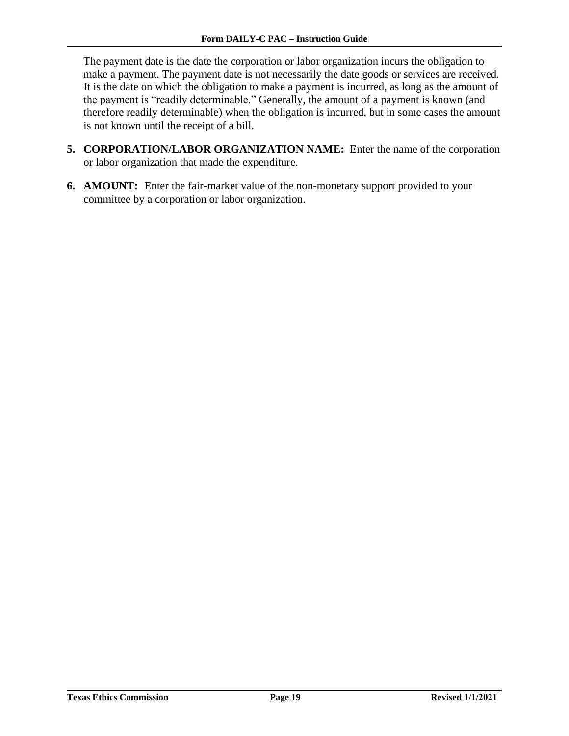The payment date is the date the corporation or labor organization incurs the obligation to make a payment. The payment date is not necessarily the date goods or services are received. It is the date on which the obligation to make a payment is incurred, as long as the amount of the payment is "readily determinable." Generally, the amount of a payment is known (and therefore readily determinable) when the obligation is incurred, but in some cases the amount is not known until the receipt of a bill.

5. **CORPORATION/LABOR ORGANIZATION NAME:** Enter the name of the corporation or labor organization that made the expenditure.

6. **AMOUNT:** Enter the fair-market value of the non-monetary support provided to your committee by a corporation or labor organization.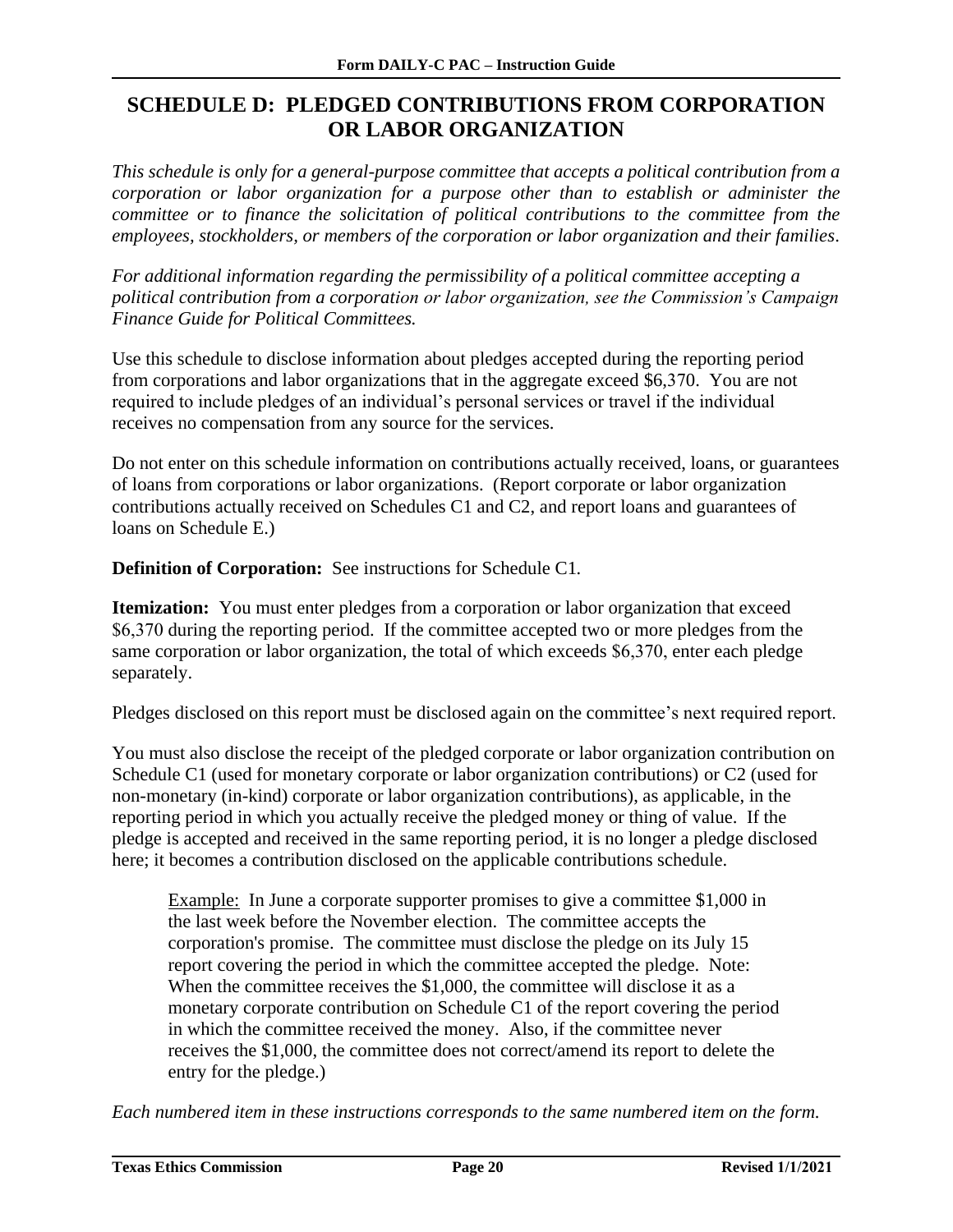# SCHEDULE D: PLEDGED CONTRIBUTIONS FROM CORPORATION OR LABOR ORGANIZATION

*This schedule is only for a general-purpose committee that accepts a political contribution from a corporation or labor organization for a purpose other than to establish or administer the committee or to finance the solicitation of political contributions to the committee from the employees, stockholders, or members of the corporation or labor organization and their families.*

*For additional information regarding the permissibility of a political committee accepting a political contribution from a corporation or labor organization, see the Commission's Campaign Finance Guide for Political Committees.*

Use this schedule to disclose information about pledges accepted during the reporting period from corporations and labor organizations that in the aggregate exceed $6,370. You are not required to include pledges of an individual's personal services or travel if the individual receives no compensation from any source for the services.

Do not enter on this schedule information on contributions actually received, loans, or guarantees of loans from corporations or labor organizations. (Report corporate or labor organization contributions actually received on Schedules C1 and C2, and report loans and guarantees of loans on Schedule E.)

**Definition of Corporation:** See instructions for Schedule C1.

**Itemization:** You must enter pledges from a corporation or labor organization that exceed $6,370 during the reporting period. If the committee accepted two or more pledges from the same corporation or labor organization, the total of which exceeds $6,370, enter each pledge separately.

Pledges disclosed on this report must be disclosed again on the committee's next required report.

You must also disclose the receipt of the pledged corporate or labor organization contribution on Schedule C1 (used for monetary corporate or labor organization contributions) or C2 (used for non-monetary (in-kind) corporate or labor organization contributions), as applicable, in the reporting period in which you actually receive the pledged money or thing of value. If the pledge is accepted and received in the same reporting period, it is no longer a pledge disclosed here; it becomes a contribution disclosed on the applicable contributions schedule.

> Example: In June a corporate supporter promises to give a committee $1,000 in the last week before the November election. The committee accepts the corporation's promise. The committee must disclose the pledge on its July 15 report covering the period in which the committee accepted the pledge. Note: When the committee receives the $1,000, the committee will disclose it as a monetary corporate contribution on Schedule C1 of the report covering the period in which the committee received the money. Also, if the committee never receives the $1,000, the committee does not correct/amend its report to delete the entry for the pledge.)

*Each numbered item in these instructions corresponds to the same numbered item on the form.*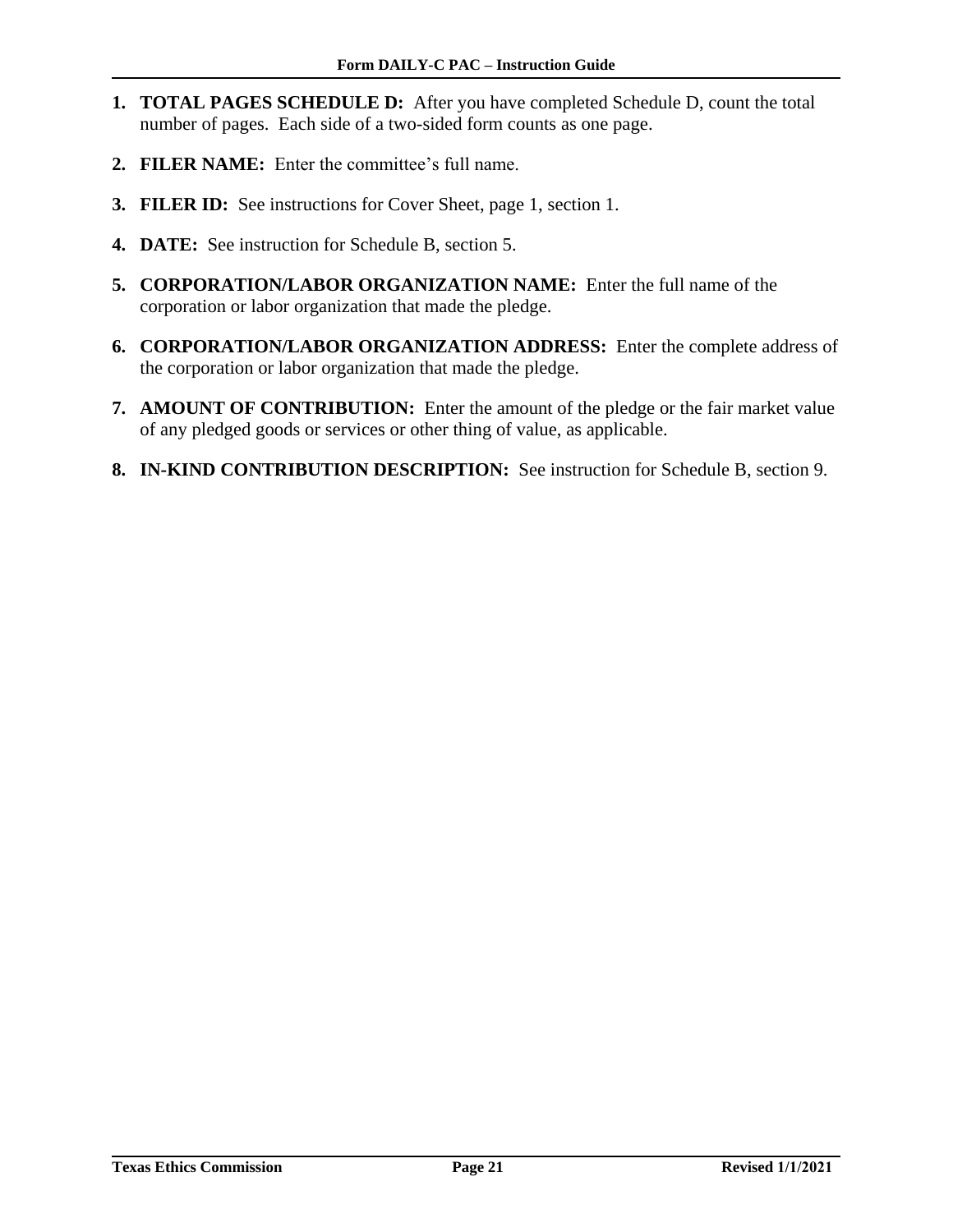1. **TOTAL PAGES SCHEDULE D:** After you have completed Schedule D, count the total number of pages. Each side of a two-sided form counts as one page.

2. **FILER NAME:** Enter the committee's full name.

3. **FILER ID:** See instructions for Cover Sheet, page 1, section 1.

4. **DATE:** See instruction for Schedule B, section 5.

5. **CORPORATION/LABOR ORGANIZATION NAME:** Enter the full name of the corporation or labor organization that made the pledge.

6. **CORPORATION/LABOR ORGANIZATION ADDRESS:** Enter the complete address of the corporation or labor organization that made the pledge.

7. **AMOUNT OF CONTRIBUTION:** Enter the amount of the pledge or the fair market value of any pledged goods or services or other thing of value, as applicable.

8. **IN-KIND CONTRIBUTION DESCRIPTION:** See instruction for Schedule B, section 9.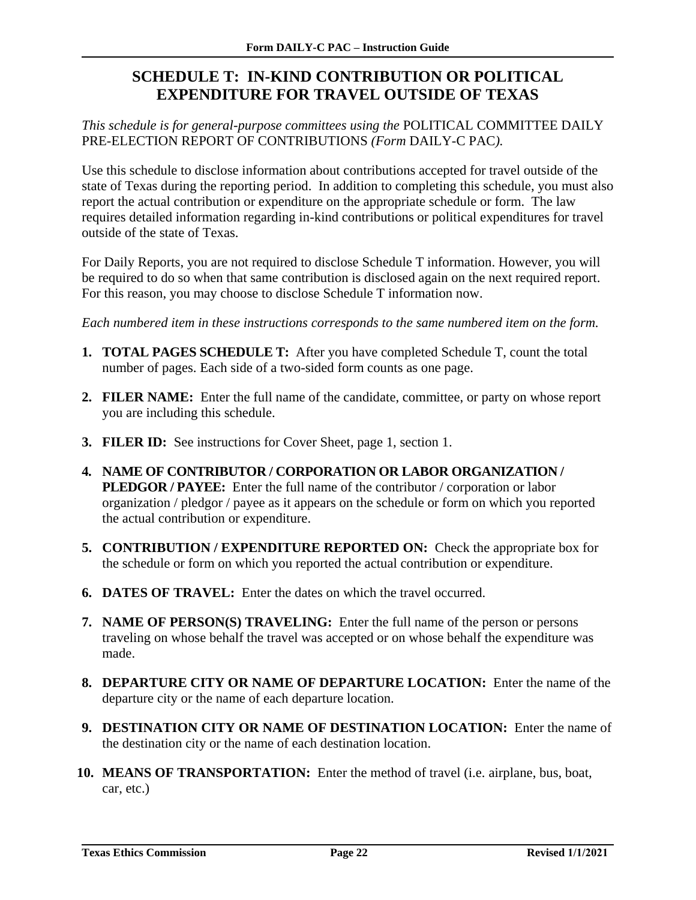## SCHEDULE T: IN-KIND CONTRIBUTION OR POLITICAL EXPENDITURE FOR TRAVEL OUTSIDE OF TEXAS

*This schedule is for general-purpose committees using the* POLITICAL COMMITTEE DAILY PRE-ELECTION REPORT OF CONTRIBUTIONS *(Form* DAILY-C PAC*).*

Use this schedule to disclose information about contributions accepted for travel outside of the state of Texas during the reporting period. In addition to completing this schedule, you must also report the actual contribution or expenditure on the appropriate schedule or form. The law requires detailed information regarding in-kind contributions or political expenditures for travel outside of the state of Texas.

For Daily Reports, you are not required to disclose Schedule T information. However, you will be required to do so when that same contribution is disclosed again on the next required report. For this reason, you may choose to disclose Schedule T information now.

*Each numbered item in these instructions corresponds to the same numbered item on the form.*

1. **TOTAL PAGES SCHEDULE T:** After you have completed Schedule T, count the total number of pages. Each side of a two-sided form counts as one page.
2. **FILER NAME:** Enter the full name of the candidate, committee, or party on whose report you are including this schedule.
3. **FILER ID:** See instructions for Cover Sheet, page 1, section 1.
4. **NAME OF CONTRIBUTOR / CORPORATION OR LABOR ORGANIZATION / PLEDGOR / PAYEE:** Enter the full name of the contributor / corporation or labor organization / pledgor / payee as it appears on the schedule or form on which you reported the actual contribution or expenditure.
5. **CONTRIBUTION / EXPENDITURE REPORTED ON:** Check the appropriate box for the schedule or form on which you reported the actual contribution or expenditure.
6. **DATES OF TRAVEL:** Enter the dates on which the travel occurred.
7. **NAME OF PERSON(S) TRAVELING:** Enter the full name of the person or persons traveling on whose behalf the travel was accepted or on whose behalf the expenditure was made.
8. **DEPARTURE CITY OR NAME OF DEPARTURE LOCATION:** Enter the name of the departure city or the name of each departure location.
9. **DESTINATION CITY OR NAME OF DESTINATION LOCATION:** Enter the name of the destination city or the name of each destination location.
10. **MEANS OF TRANSPORTATION:** Enter the method of travel (i.e. airplane, bus, boat, car, etc.)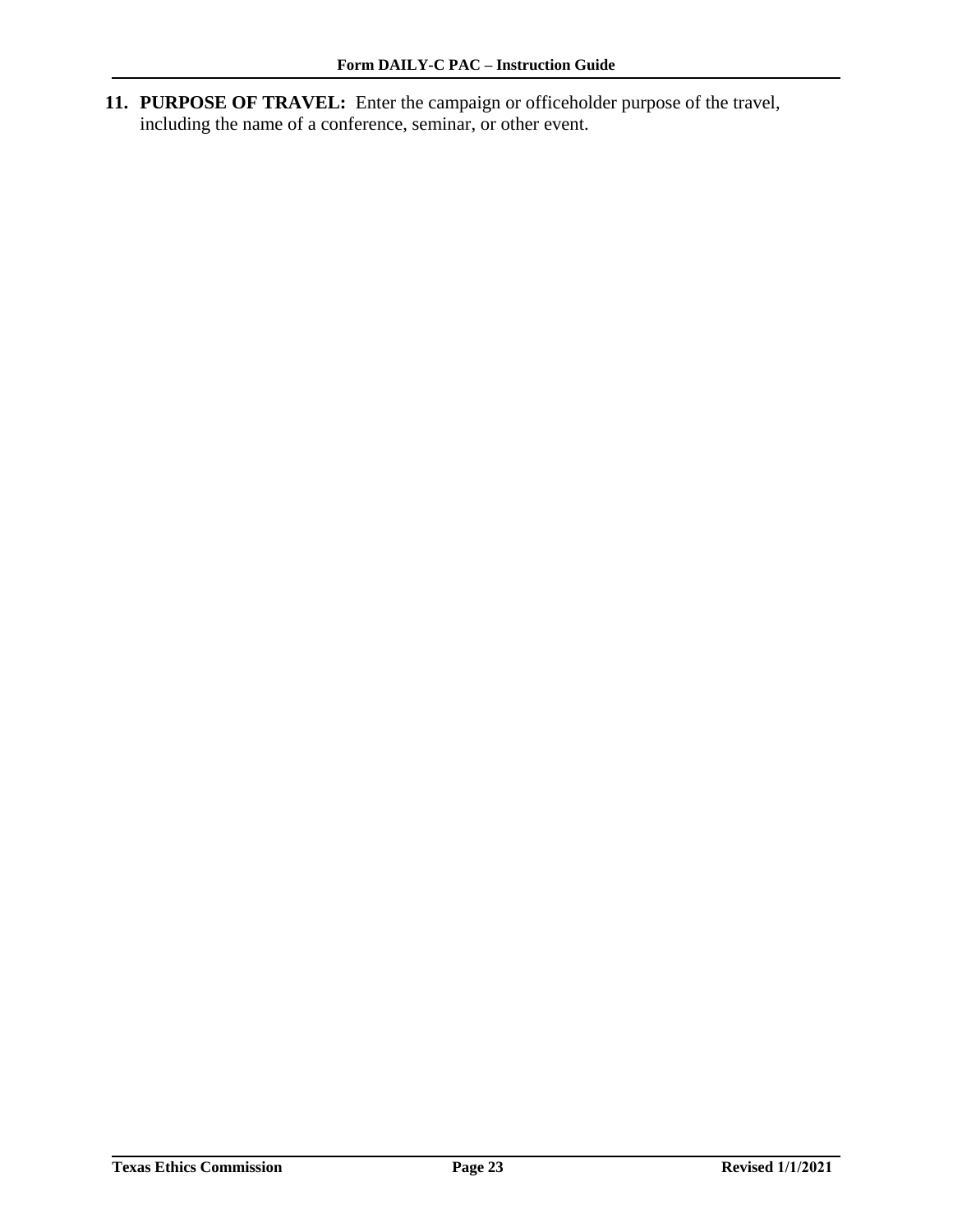11. **PURPOSE OF TRAVEL:** Enter the campaign or officeholder purpose of the travel, including the name of a conference, seminar, or other event.